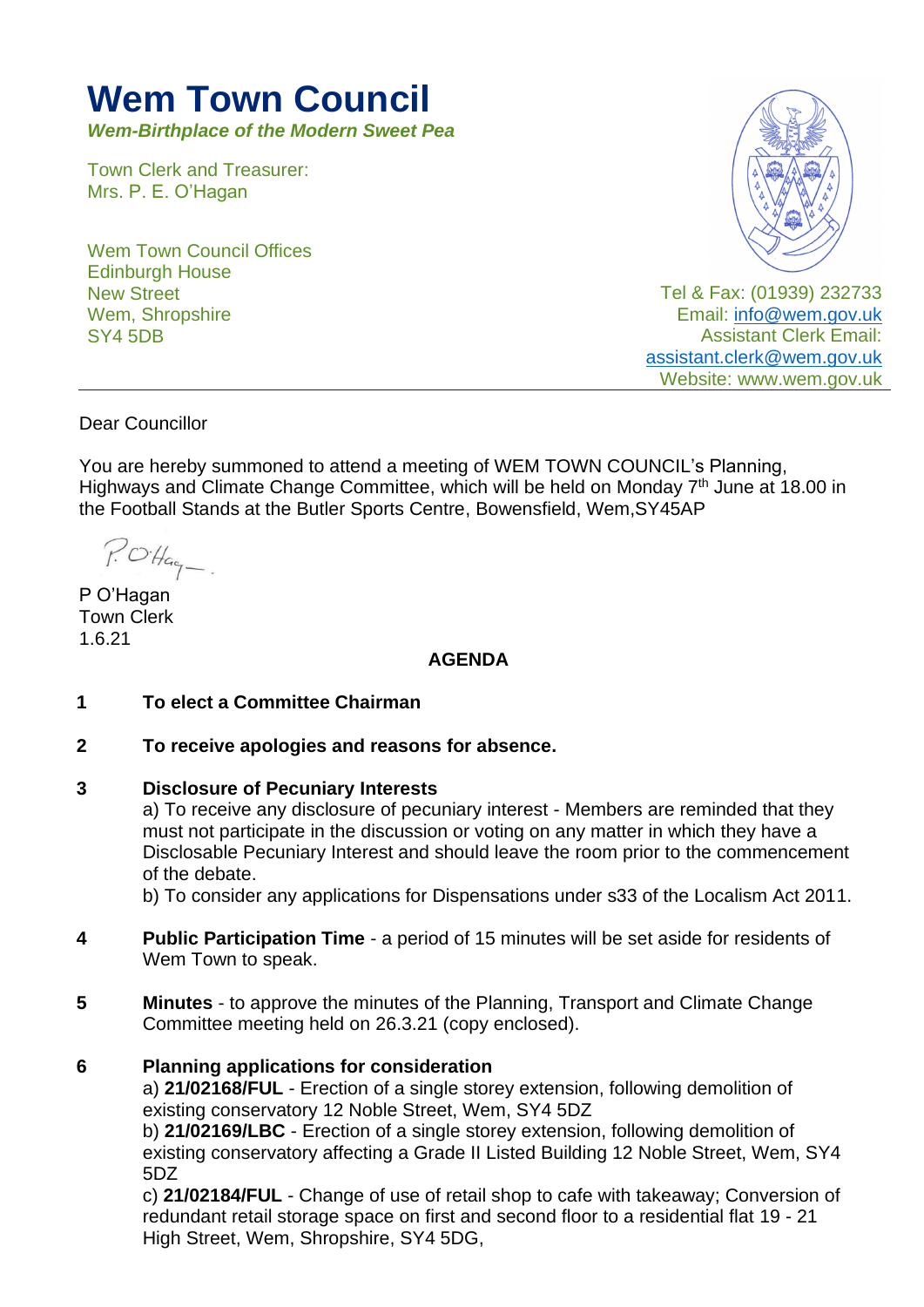# Wem Town Council

***Wem-Birthplace of the Modern Sweet Pea***

Town Clerk and Treasurer:
Mrs. P. E. O'Hagan

Wem Town Council Offices
Edinburgh House
New Street
Wem, Shropshire
SY4 5DB

Tel & Fax: (01939) 232733
Email: info@wem.gov.uk
Assistant Clerk Email:
assistant.clerk@wem.gov.uk
Website: www.wem.gov.uk

---

Dear Councillor

You are hereby summoned to attend a meeting of WEM TOWN COUNCIL's Planning, Highways and Climate Change Committee, which will be held on Monday 7th June at 18.00 in the Football Stands at the Butler Sports Centre, Bowensfield, Wem,SY45AP

P O'Hagan
Town Clerk
1.6.21

**AGENDA**

**1 To elect a Committee Chairman**

**2 To receive apologies and reasons for absence.**

**3 Disclosure of Pecuniary Interests**

a) To receive any disclosure of pecuniary interest - Members are reminded that they must not participate in the discussion or voting on any matter in which they have a Disclosable Pecuniary Interest and should leave the room prior to the commencement of the debate.

b) To consider any applications for Dispensations under s33 of the Localism Act 2011.

**4 Public Participation Time** - a period of 15 minutes will be set aside for residents of Wem Town to speak.

**5 Minutes** - to approve the minutes of the Planning, Transport and Climate Change Committee meeting held on 26.3.21 (copy enclosed).

**6 Planning applications for consideration**

a) **21/02168/FUL** - Erection of a single storey extension, following demolition of existing conservatory 12 Noble Street, Wem, SY4 5DZ

b) **21/02169/LBC** - Erection of a single storey extension, following demolition of existing conservatory affecting a Grade II Listed Building 12 Noble Street, Wem, SY4 5DZ

c) **21/02184/FUL** - Change of use of retail shop to cafe with takeaway; Conversion of redundant retail storage space on first and second floor to a residential flat 19 - 21 High Street, Wem, Shropshire, SY4 5DG,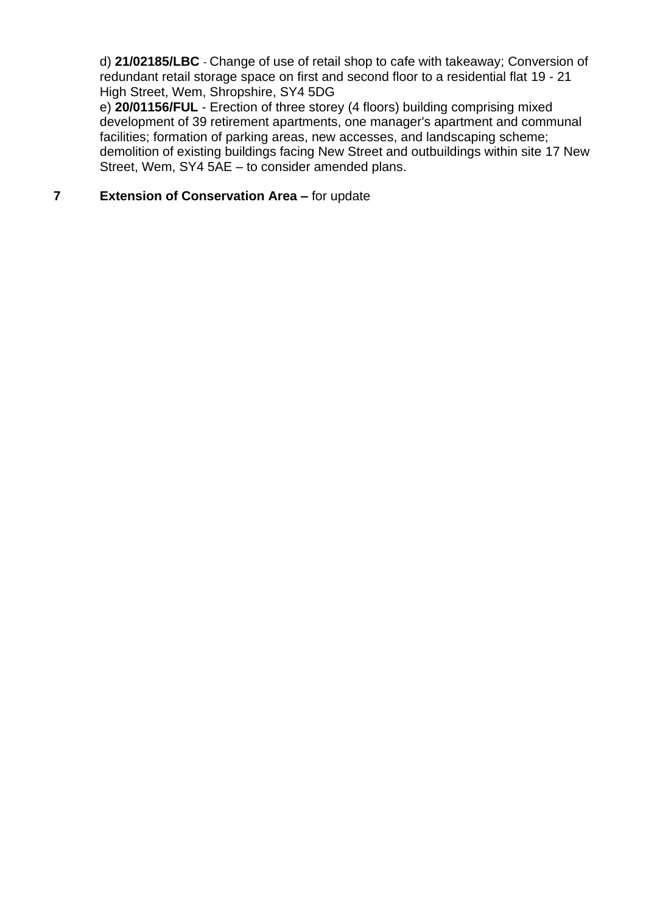d) **21/02185/LBC** - Change of use of retail shop to cafe with takeaway; Conversion of redundant retail storage space on first and second floor to a residential flat 19 - 21 High Street, Wem, Shropshire, SY4 5DG

e) **20/01156/FUL** - Erection of three storey (4 floors) building comprising mixed development of 39 retirement apartments, one manager's apartment and communal facilities; formation of parking areas, new accesses, and landscaping scheme; demolition of existing buildings facing New Street and outbuildings within site 17 New Street, Wem, SY4 5AE – to consider amended plans.

**7 Extension of Conservation Area –** for update